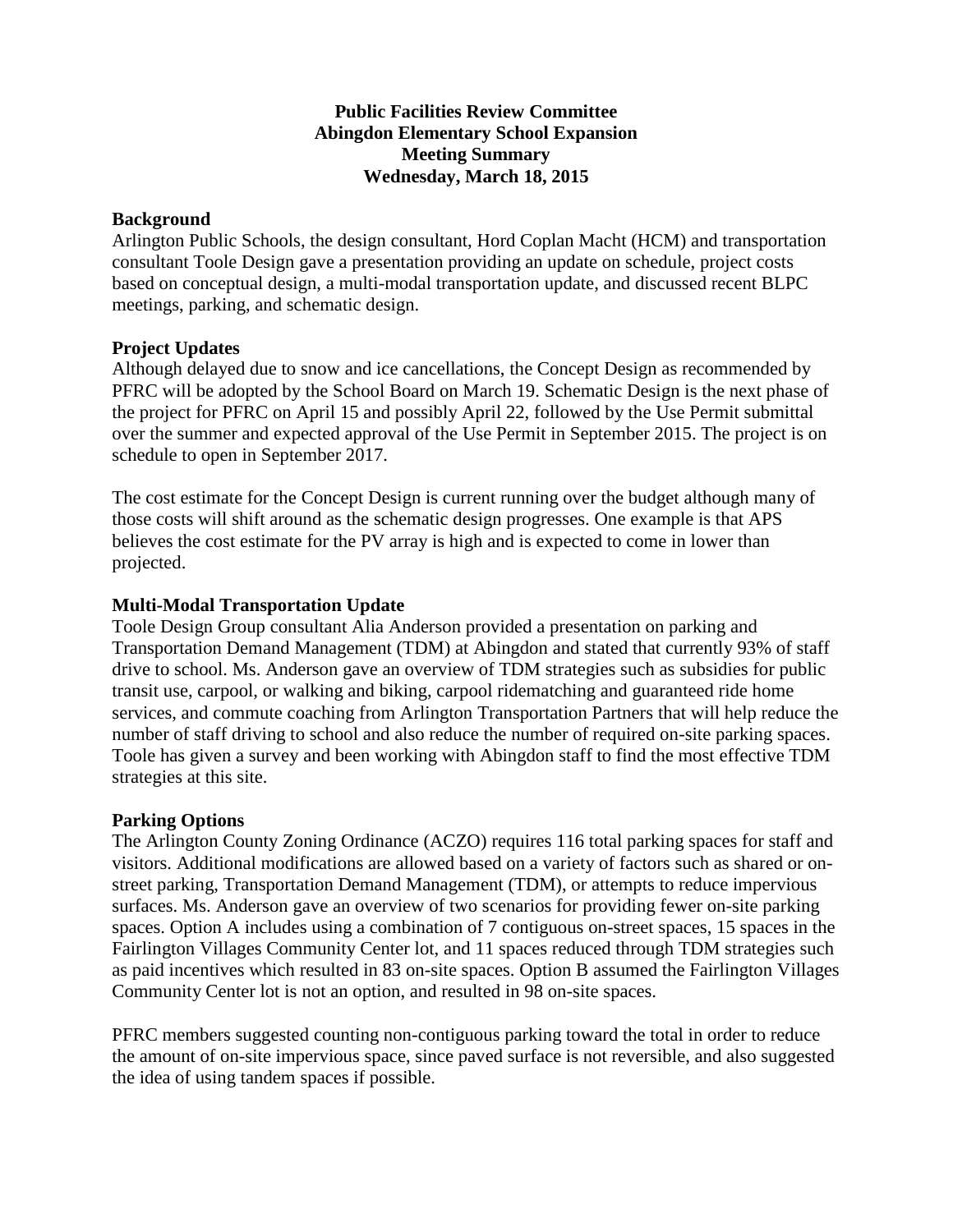# Public Facilities Review Committee
# Abingdon Elementary School Expansion
# Meeting Summary
# Wednesday, March 18, 2015

**Background**

Arlington Public Schools, the design consultant, Hord Coplan Macht (HCM) and transportation consultant Toole Design gave a presentation providing an update on schedule, project costs based on conceptual design, a multi-modal transportation update, and discussed recent BLPC meetings, parking, and schematic design.

**Project Updates**

Although delayed due to snow and ice cancellations, the Concept Design as recommended by PFRC will be adopted by the School Board on March 19. Schematic Design is the next phase of the project for PFRC on April 15 and possibly April 22, followed by the Use Permit submittal over the summer and expected approval of the Use Permit in September 2015. The project is on schedule to open in September 2017.

The cost estimate for the Concept Design is current running over the budget although many of those costs will shift around as the schematic design progresses. One example is that APS believes the cost estimate for the PV array is high and is expected to come in lower than projected.

**Multi-Modal Transportation Update**

Toole Design Group consultant Alia Anderson provided a presentation on parking and Transportation Demand Management (TDM) at Abingdon and stated that currently 93% of staff drive to school. Ms. Anderson gave an overview of TDM strategies such as subsidies for public transit use, carpool, or walking and biking, carpool ridematching and guaranteed ride home services, and commute coaching from Arlington Transportation Partners that will help reduce the number of staff driving to school and also reduce the number of required on-site parking spaces. Toole has given a survey and been working with Abingdon staff to find the most effective TDM strategies at this site.

**Parking Options**

The Arlington County Zoning Ordinance (ACZO) requires 116 total parking spaces for staff and visitors. Additional modifications are allowed based on a variety of factors such as shared or on-street parking, Transportation Demand Management (TDM), or attempts to reduce impervious surfaces. Ms. Anderson gave an overview of two scenarios for providing fewer on-site parking spaces. Option A includes using a combination of 7 contiguous on-street spaces, 15 spaces in the Fairlington Villages Community Center lot, and 11 spaces reduced through TDM strategies such as paid incentives which resulted in 83 on-site spaces. Option B assumed the Fairlington Villages Community Center lot is not an option, and resulted in 98 on-site spaces.

PFRC members suggested counting non-contiguous parking toward the total in order to reduce the amount of on-site impervious space, since paved surface is not reversible, and also suggested the idea of using tandem spaces if possible.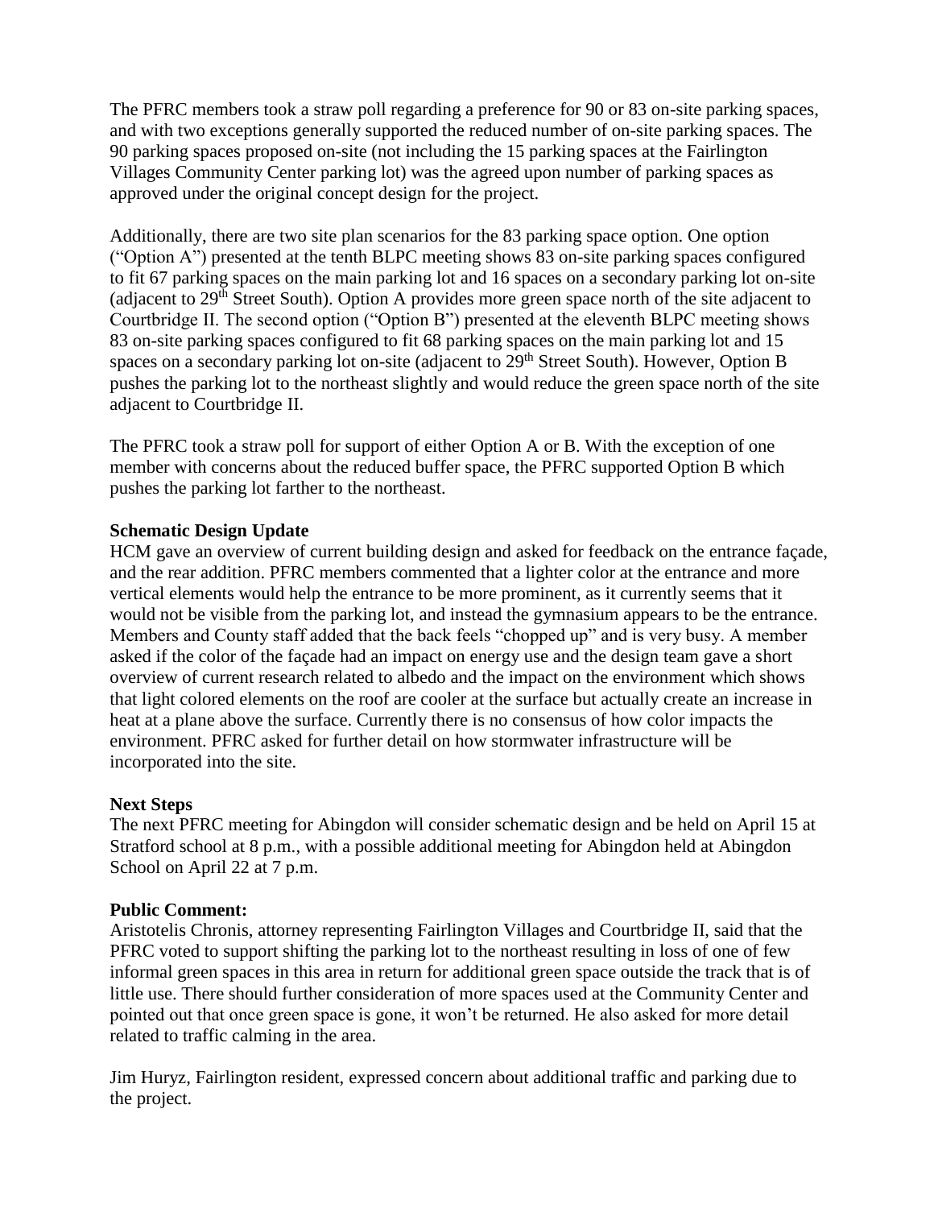The PFRC members took a straw poll regarding a preference for 90 or 83 on-site parking spaces, and with two exceptions generally supported the reduced number of on-site parking spaces. The 90 parking spaces proposed on-site (not including the 15 parking spaces at the Fairlington Villages Community Center parking lot) was the agreed upon number of parking spaces as approved under the original concept design for the project.

Additionally, there are two site plan scenarios for the 83 parking space option. One option ("Option A") presented at the tenth BLPC meeting shows 83 on-site parking spaces configured to fit 67 parking spaces on the main parking lot and 16 spaces on a secondary parking lot on-site (adjacent to 29th Street South). Option A provides more green space north of the site adjacent to Courtbridge II. The second option ("Option B") presented at the eleventh BLPC meeting shows 83 on-site parking spaces configured to fit 68 parking spaces on the main parking lot and 15 spaces on a secondary parking lot on-site (adjacent to 29th Street South). However, Option B pushes the parking lot to the northeast slightly and would reduce the green space north of the site adjacent to Courtbridge II.

The PFRC took a straw poll for support of either Option A or B. With the exception of one member with concerns about the reduced buffer space, the PFRC supported Option B which pushes the parking lot farther to the northeast.

**Schematic Design Update**

HCM gave an overview of current building design and asked for feedback on the entrance façade, and the rear addition. PFRC members commented that a lighter color at the entrance and more vertical elements would help the entrance to be more prominent, as it currently seems that it would not be visible from the parking lot, and instead the gymnasium appears to be the entrance. Members and County staff added that the back feels "chopped up" and is very busy. A member asked if the color of the façade had an impact on energy use and the design team gave a short overview of current research related to albedo and the impact on the environment which shows that light colored elements on the roof are cooler at the surface but actually create an increase in heat at a plane above the surface. Currently there is no consensus of how color impacts the environment. PFRC asked for further detail on how stormwater infrastructure will be incorporated into the site.

**Next Steps**

The next PFRC meeting for Abingdon will consider schematic design and be held on April 15 at Stratford school at 8 p.m., with a possible additional meeting for Abingdon held at Abingdon School on April 22 at 7 p.m.

**Public Comment:**

Aristotelis Chronis, attorney representing Fairlington Villages and Courtbridge II, said that the PFRC voted to support shifting the parking lot to the northeast resulting in loss of one of few informal green spaces in this area in return for additional green space outside the track that is of little use. There should further consideration of more spaces used at the Community Center and pointed out that once green space is gone, it won't be returned. He also asked for more detail related to traffic calming in the area.

Jim Huryz, Fairlington resident, expressed concern about additional traffic and parking due to the project.